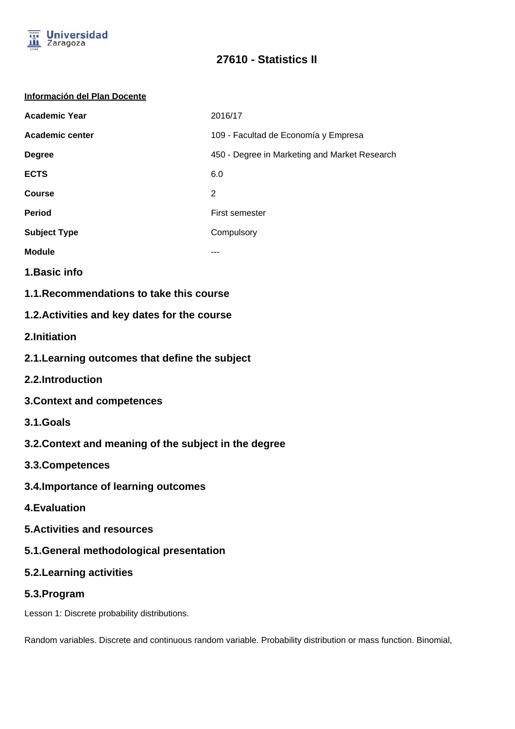# 27610 - Statistics II

**Información del Plan Docente**

| | |
|---|---|
| **Academic Year** | 2016/17 |
| **Academic center** | 109 - Facultad de Economía y Empresa |
| **Degree** | 450 - Degree in Marketing and Market Research |
| **ECTS** | 6.0 |
| **Course** | 2 |
| **Period** | First semester |
| **Subject Type** | Compulsory |
| **Module** | --- |

## 1.Basic info

### 1.1.Recommendations to take this course

### 1.2.Activities and key dates for the course

## 2.Initiation

### 2.1.Learning outcomes that define the subject

### 2.2.Introduction

## 3.Context and competences

### 3.1.Goals

### 3.2.Context and meaning of the subject in the degree

### 3.3.Competences

### 3.4.Importance of learning outcomes

## 4.Evaluation

## 5.Activities and resources

### 5.1.General methodological presentation

### 5.2.Learning activities

### 5.3.Program

Lesson 1: Discrete probability distributions.

Random variables. Discrete and continuous random variable. Probability distribution or mass function. Binomial,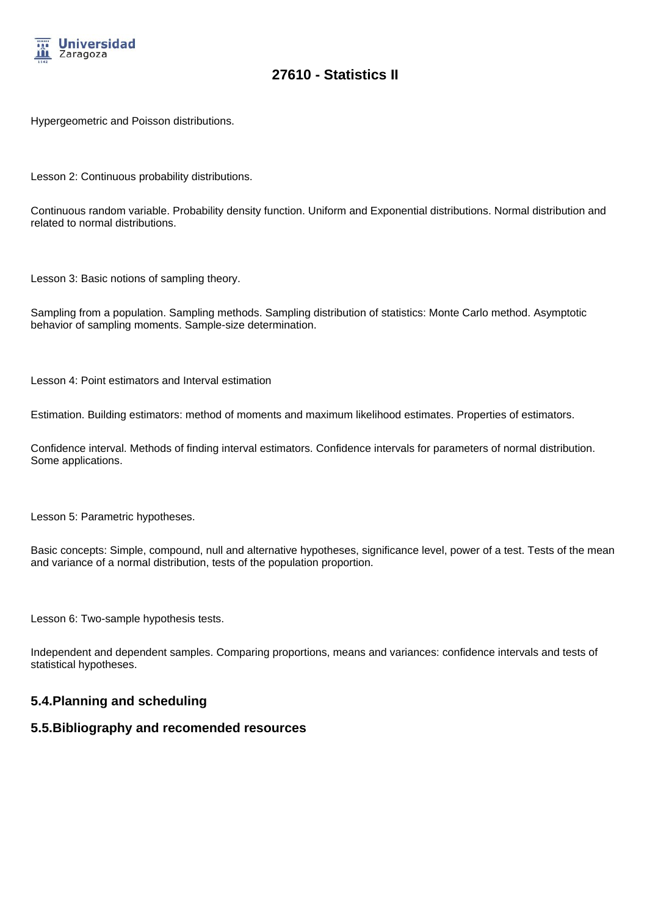Hypergeometric and Poisson distributions.

Lesson 2: Continuous probability distributions.

Continuous random variable. Probability density function. Uniform and Exponential distributions. Normal distribution and related to normal distributions.

Lesson 3: Basic notions of sampling theory.

Sampling from a population. Sampling methods. Sampling distribution of statistics: Monte Carlo method. Asymptotic behavior of sampling moments. Sample-size determination.

Lesson 4: Point estimators and Interval estimation

Estimation. Building estimators: method of moments and maximum likelihood estimates. Properties of estimators.

Confidence interval. Methods of finding interval estimators. Confidence intervals for parameters of normal distribution. Some applications.

Lesson 5: Parametric hypotheses.

Basic concepts: Simple, compound, null and alternative hypotheses, significance level, power of a test. Tests of the mean and variance of a normal distribution, tests of the population proportion.

Lesson 6: Two-sample hypothesis tests.

Independent and dependent samples. Comparing proportions, means and variances: confidence intervals and tests of statistical hypotheses.

### 5.4.Planning and scheduling

### 5.5.Bibliography and recomended resources